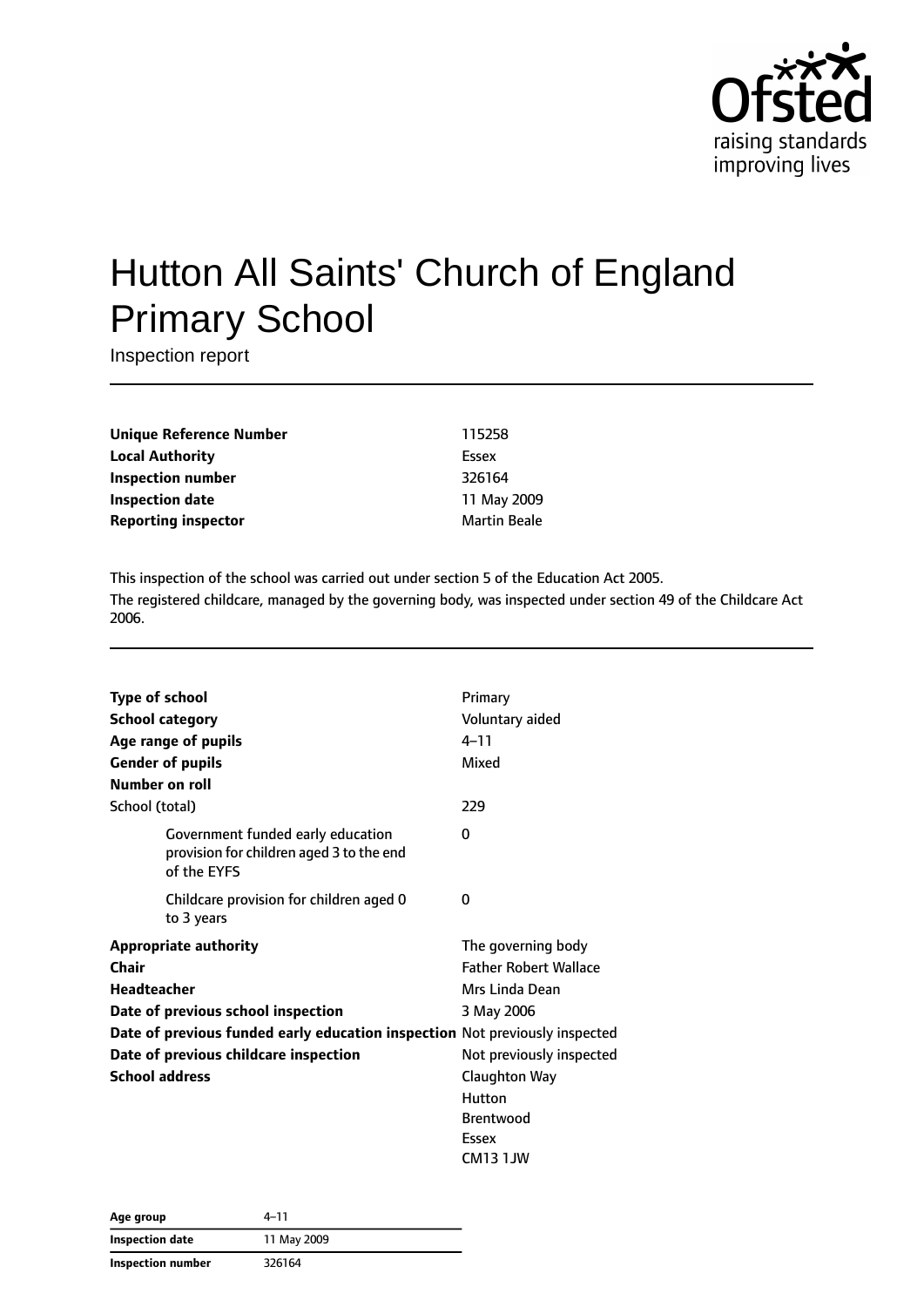# Hutton All Saints' Church of England Primary School

Inspection report

| | |
|---|---|
| **Unique Reference Number** | 115258 |
| **Local Authority** | Essex |
| **Inspection number** | 326164 |
| **Inspection date** | 11 May 2009 |
| **Reporting inspector** | Martin Beale |

This inspection of the school was carried out under section 5 of the Education Act 2005.

The registered childcare, managed by the governing body, was inspected under section 49 of the Childcare Act 2006.

| | |
|---|---|
| **Type of school** | Primary |
| **School category** | Voluntary aided |
| **Age range of pupils** | 4–11 |
| **Gender of pupils** | Mixed |
| **Number on roll** | |
| School (total) | 229 |
| Government funded early education provision for children aged 3 to the end of the EYFS | 0 |
| Childcare provision for children aged 0 to 3 years | 0 |
| **Appropriate authority** | The governing body |
| **Chair** | Father Robert Wallace |
| **Headteacher** | Mrs Linda Dean |
| **Date of previous school inspection** | 3 May 2006 |
| **Date of previous funded early education inspection** | Not previously inspected |
| **Date of previous childcare inspection** | Not previously inspected |
| **School address** | Claughton Way<br>Hutton<br>Brentwood<br>Essex<br>CM13 1JW |

| | |
|---|---|
| **Age group** | 4–11 |
| **Inspection date** | 11 May 2009 |
| **Inspection number** | 326164 |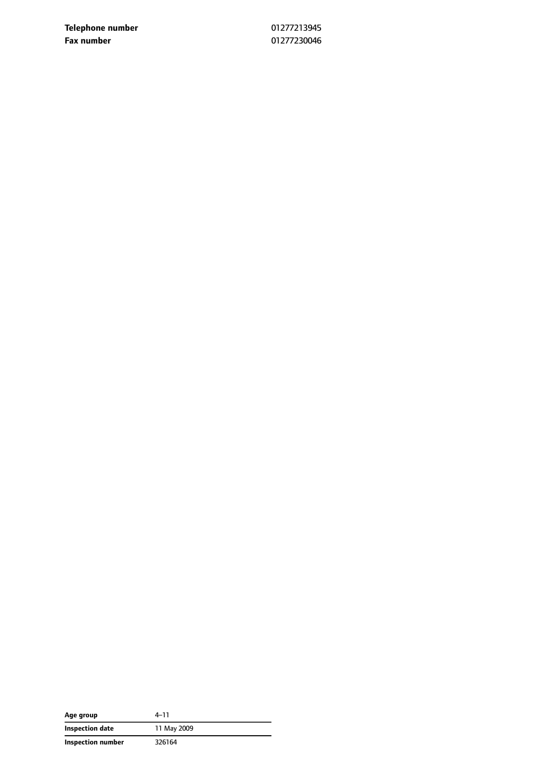| | |
|---|---|
| **Telephone number** | 01277213945 |
| **Fax number** | 01277230046 |

| | |
|---|---|
| **Age group** | 4–11 |
| **Inspection date** | 11 May 2009 |
| **Inspection number** | 326164 |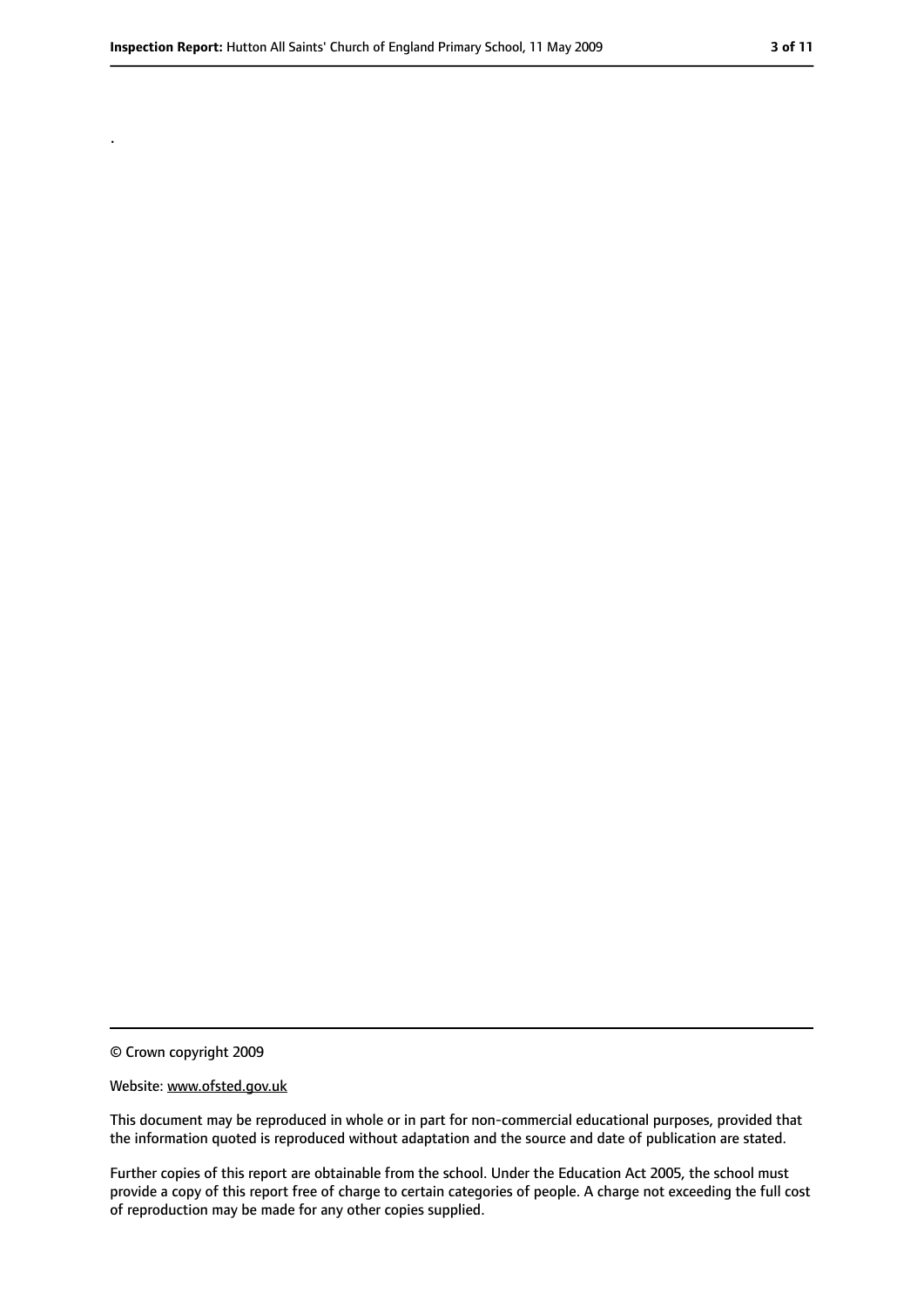.

© Crown copyright 2009

Website: www.ofsted.gov.uk

This document may be reproduced in whole or in part for non-commercial educational purposes, provided that the information quoted is reproduced without adaptation and the source and date of publication are stated.

Further copies of this report are obtainable from the school. Under the Education Act 2005, the school must provide a copy of this report free of charge to certain categories of people. A charge not exceeding the full cost of reproduction may be made for any other copies supplied.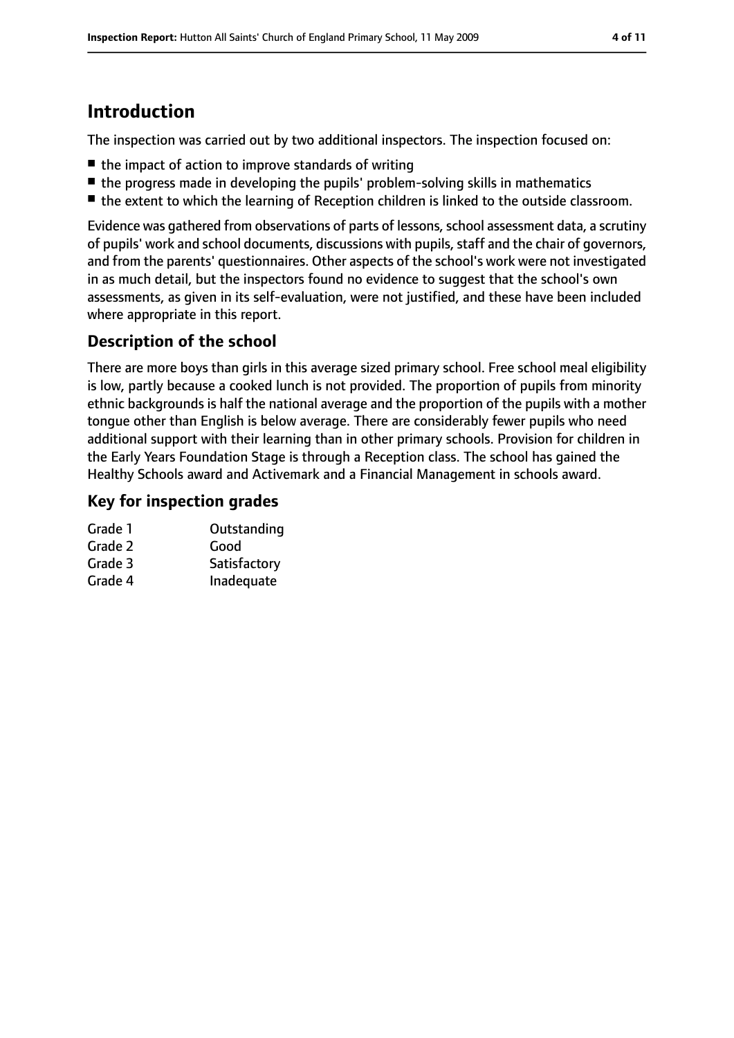## Introduction

The inspection was carried out by two additional inspectors. The inspection focused on:

- the impact of action to improve standards of writing
- the progress made in developing the pupils' problem-solving skills in mathematics
- the extent to which the learning of Reception children is linked to the outside classroom.

Evidence was gathered from observations of parts of lessons, school assessment data, a scrutiny of pupils' work and school documents, discussions with pupils, staff and the chair of governors, and from the parents' questionnaires. Other aspects of the school's work were not investigated in as much detail, but the inspectors found no evidence to suggest that the school's own assessments, as given in its self-evaluation, were not justified, and these have been included where appropriate in this report.

### Description of the school

There are more boys than girls in this average sized primary school. Free school meal eligibility is low, partly because a cooked lunch is not provided. The proportion of pupils from minority ethnic backgrounds is half the national average and the proportion of the pupils with a mother tongue other than English is below average. There are considerably fewer pupils who need additional support with their learning than in other primary schools. Provision for children in the Early Years Foundation Stage is through a Reception class. The school has gained the Healthy Schools award and Activemark and a Financial Management in schools award.

### Key for inspection grades

| | |
|---|---|
| Grade 1 | Outstanding |
| Grade 2 | Good |
| Grade 3 | Satisfactory |
| Grade 4 | Inadequate |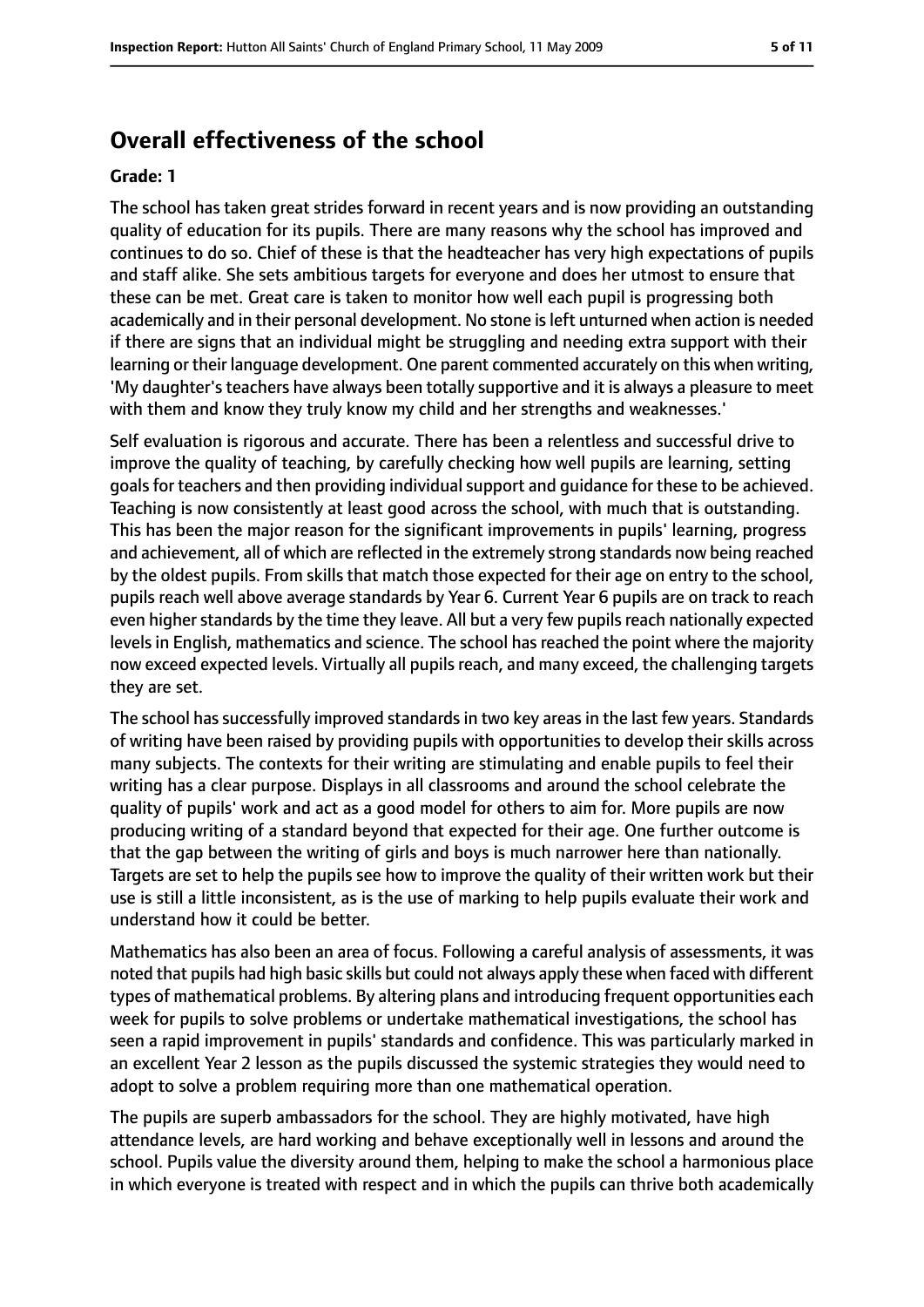## Overall effectiveness of the school

**Grade: 1**

The school has taken great strides forward in recent years and is now providing an outstanding quality of education for its pupils. There are many reasons why the school has improved and continues to do so. Chief of these is that the headteacher has very high expectations of pupils and staff alike. She sets ambitious targets for everyone and does her utmost to ensure that these can be met. Great care is taken to monitor how well each pupil is progressing both academically and in their personal development. No stone is left unturned when action is needed if there are signs that an individual might be struggling and needing extra support with their learning or their language development. One parent commented accurately on this when writing, 'My daughter's teachers have always been totally supportive and it is always a pleasure to meet with them and know they truly know my child and her strengths and weaknesses.'

Self evaluation is rigorous and accurate. There has been a relentless and successful drive to improve the quality of teaching, by carefully checking how well pupils are learning, setting goals for teachers and then providing individual support and guidance for these to be achieved. Teaching is now consistently at least good across the school, with much that is outstanding. This has been the major reason for the significant improvements in pupils' learning, progress and achievement, all of which are reflected in the extremely strong standards now being reached by the oldest pupils. From skills that match those expected for their age on entry to the school, pupils reach well above average standards by Year 6. Current Year 6 pupils are on track to reach even higher standards by the time they leave. All but a very few pupils reach nationally expected levels in English, mathematics and science. The school has reached the point where the majority now exceed expected levels. Virtually all pupils reach, and many exceed, the challenging targets they are set.

The school has successfully improved standards in two key areas in the last few years. Standards of writing have been raised by providing pupils with opportunities to develop their skills across many subjects. The contexts for their writing are stimulating and enable pupils to feel their writing has a clear purpose. Displays in all classrooms and around the school celebrate the quality of pupils' work and act as a good model for others to aim for. More pupils are now producing writing of a standard beyond that expected for their age. One further outcome is that the gap between the writing of girls and boys is much narrower here than nationally. Targets are set to help the pupils see how to improve the quality of their written work but their use is still a little inconsistent, as is the use of marking to help pupils evaluate their work and understand how it could be better.

Mathematics has also been an area of focus. Following a careful analysis of assessments, it was noted that pupils had high basic skills but could not always apply these when faced with different types of mathematical problems. By altering plans and introducing frequent opportunities each week for pupils to solve problems or undertake mathematical investigations, the school has seen a rapid improvement in pupils' standards and confidence. This was particularly marked in an excellent Year 2 lesson as the pupils discussed the systemic strategies they would need to adopt to solve a problem requiring more than one mathematical operation.

The pupils are superb ambassadors for the school. They are highly motivated, have high attendance levels, are hard working and behave exceptionally well in lessons and around the school. Pupils value the diversity around them, helping to make the school a harmonious place in which everyone is treated with respect and in which the pupils can thrive both academically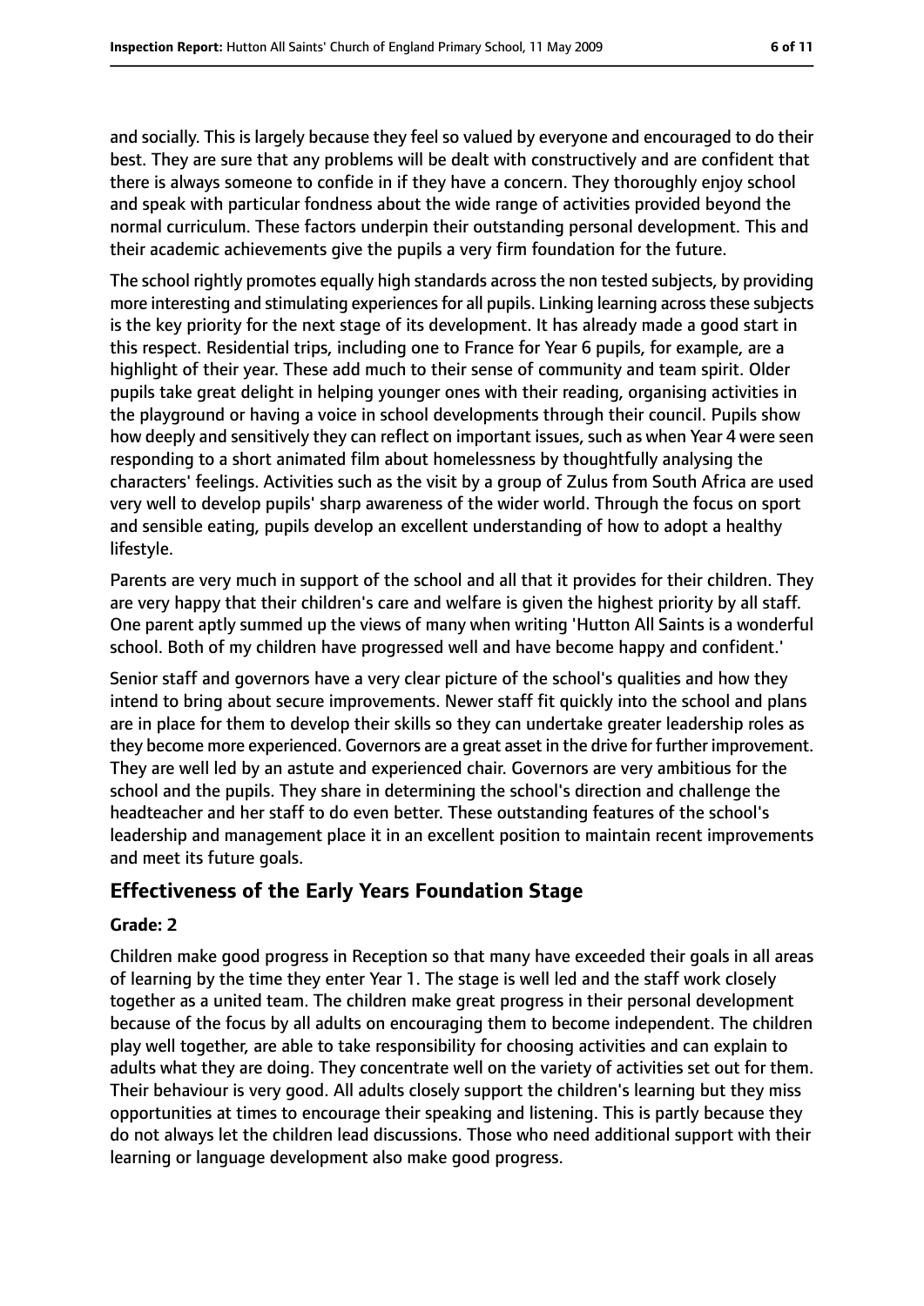and socially. This is largely because they feel so valued by everyone and encouraged to do their best. They are sure that any problems will be dealt with constructively and are confident that there is always someone to confide in if they have a concern. They thoroughly enjoy school and speak with particular fondness about the wide range of activities provided beyond the normal curriculum. These factors underpin their outstanding personal development. This and their academic achievements give the pupils a very firm foundation for the future.

The school rightly promotes equally high standards across the non tested subjects, by providing more interesting and stimulating experiences for all pupils. Linking learning across these subjects is the key priority for the next stage of its development. It has already made a good start in this respect. Residential trips, including one to France for Year 6 pupils, for example, are a highlight of their year. These add much to their sense of community and team spirit. Older pupils take great delight in helping younger ones with their reading, organising activities in the playground or having a voice in school developments through their council. Pupils show how deeply and sensitively they can reflect on important issues, such as when Year 4 were seen responding to a short animated film about homelessness by thoughtfully analysing the characters' feelings. Activities such as the visit by a group of Zulus from South Africa are used very well to develop pupils' sharp awareness of the wider world. Through the focus on sport and sensible eating, pupils develop an excellent understanding of how to adopt a healthy lifestyle.

Parents are very much in support of the school and all that it provides for their children. They are very happy that their children's care and welfare is given the highest priority by all staff. One parent aptly summed up the views of many when writing 'Hutton All Saints is a wonderful school. Both of my children have progressed well and have become happy and confident.'

Senior staff and governors have a very clear picture of the school's qualities and how they intend to bring about secure improvements. Newer staff fit quickly into the school and plans are in place for them to develop their skills so they can undertake greater leadership roles as they become more experienced. Governors are a great asset in the drive for further improvement. They are well led by an astute and experienced chair. Governors are very ambitious for the school and the pupils. They share in determining the school's direction and challenge the headteacher and her staff to do even better. These outstanding features of the school's leadership and management place it in an excellent position to maintain recent improvements and meet its future goals.

## Effectiveness of the Early Years Foundation Stage

### Grade: 2

Children make good progress in Reception so that many have exceeded their goals in all areas of learning by the time they enter Year 1. The stage is well led and the staff work closely together as a united team. The children make great progress in their personal development because of the focus by all adults on encouraging them to become independent. The children play well together, are able to take responsibility for choosing activities and can explain to adults what they are doing. They concentrate well on the variety of activities set out for them. Their behaviour is very good. All adults closely support the children's learning but they miss opportunities at times to encourage their speaking and listening. This is partly because they do not always let the children lead discussions. Those who need additional support with their learning or language development also make good progress.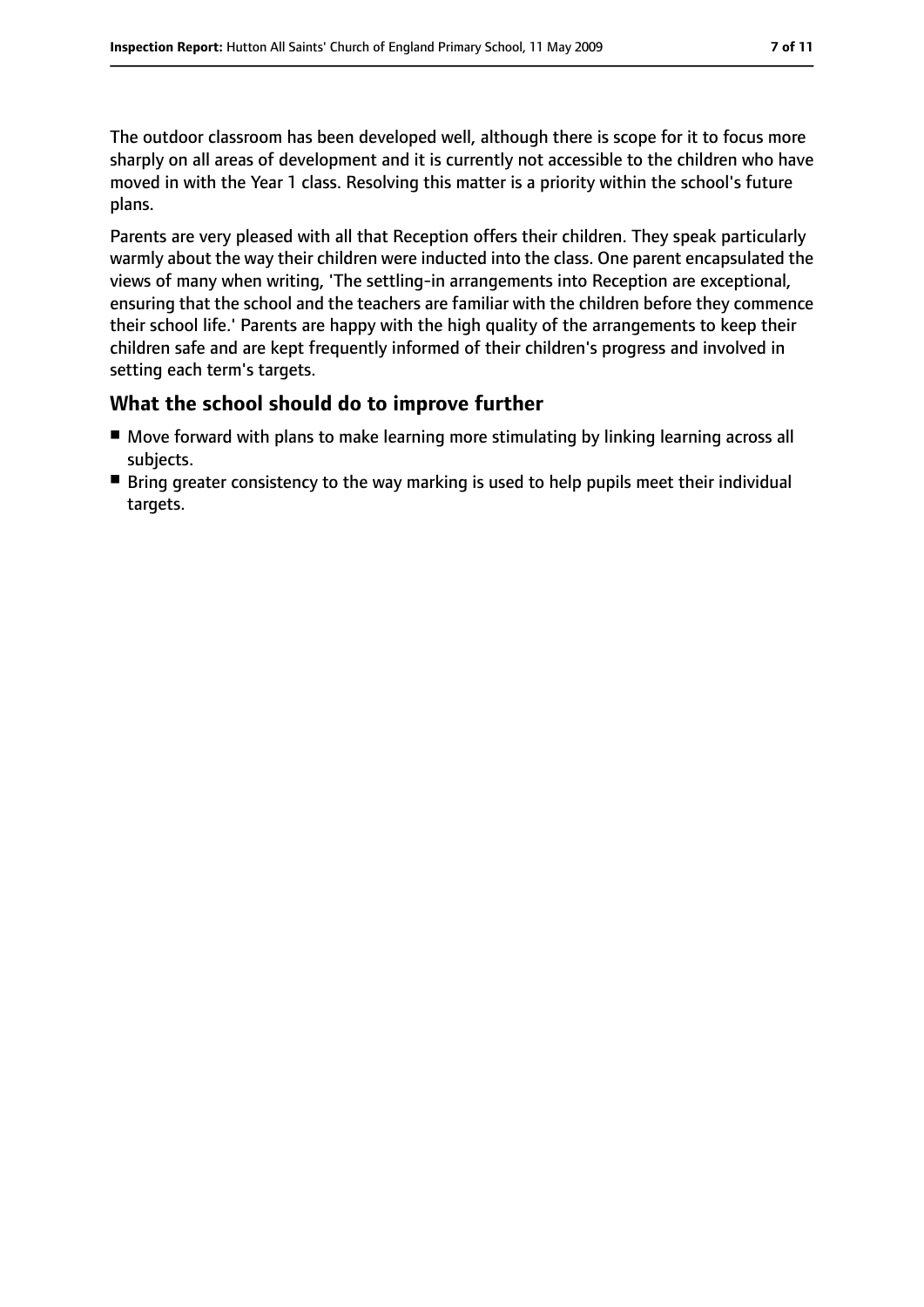The outdoor classroom has been developed well, although there is scope for it to focus more sharply on all areas of development and it is currently not accessible to the children who have moved in with the Year 1 class. Resolving this matter is a priority within the school's future plans.

Parents are very pleased with all that Reception offers their children. They speak particularly warmly about the way their children were inducted into the class. One parent encapsulated the views of many when writing, 'The settling-in arrangements into Reception are exceptional, ensuring that the school and the teachers are familiar with the children before they commence their school life.' Parents are happy with the high quality of the arrangements to keep their children safe and are kept frequently informed of their children's progress and involved in setting each term's targets.

## What the school should do to improve further

- Move forward with plans to make learning more stimulating by linking learning across all subjects.
- Bring greater consistency to the way marking is used to help pupils meet their individual targets.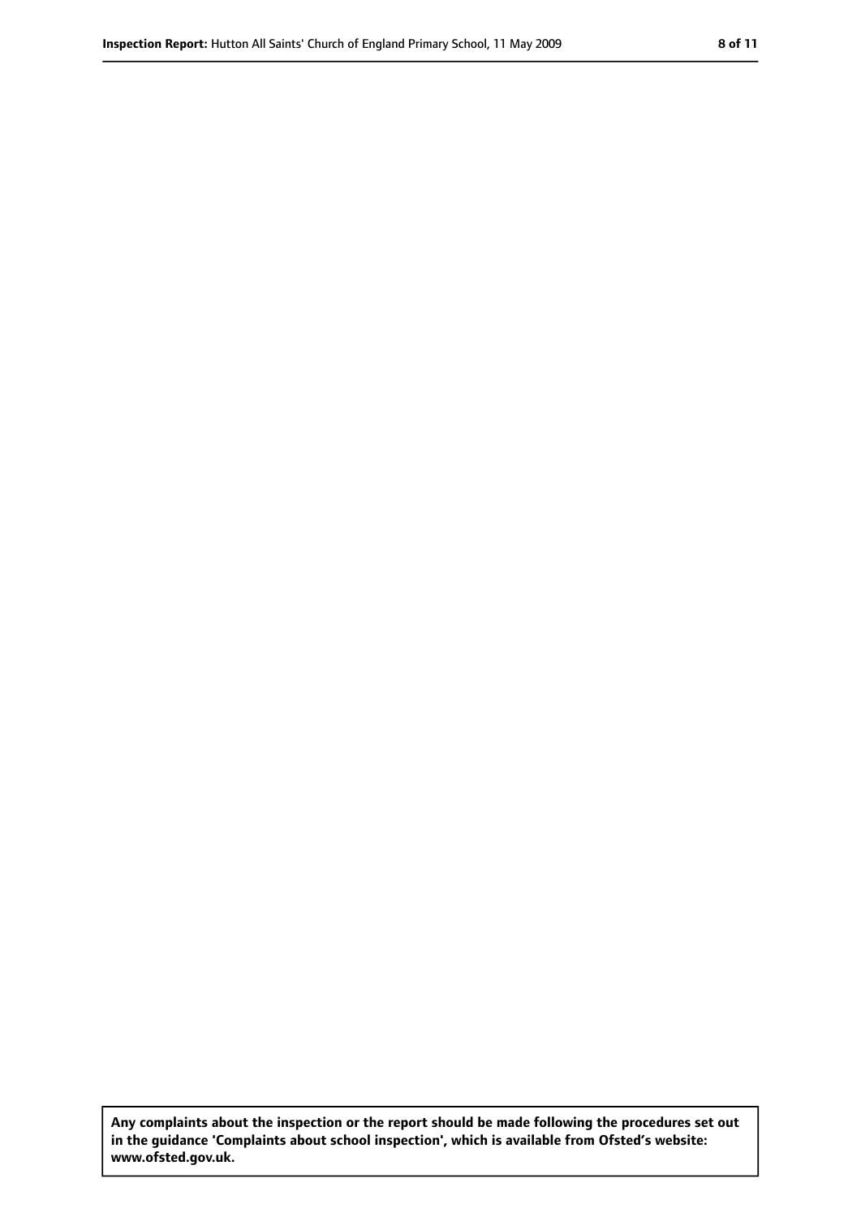**Any complaints about the inspection or the report should be made following the procedures set out in the guidance 'Complaints about school inspection', which is available from Ofsted's website: www.ofsted.gov.uk.**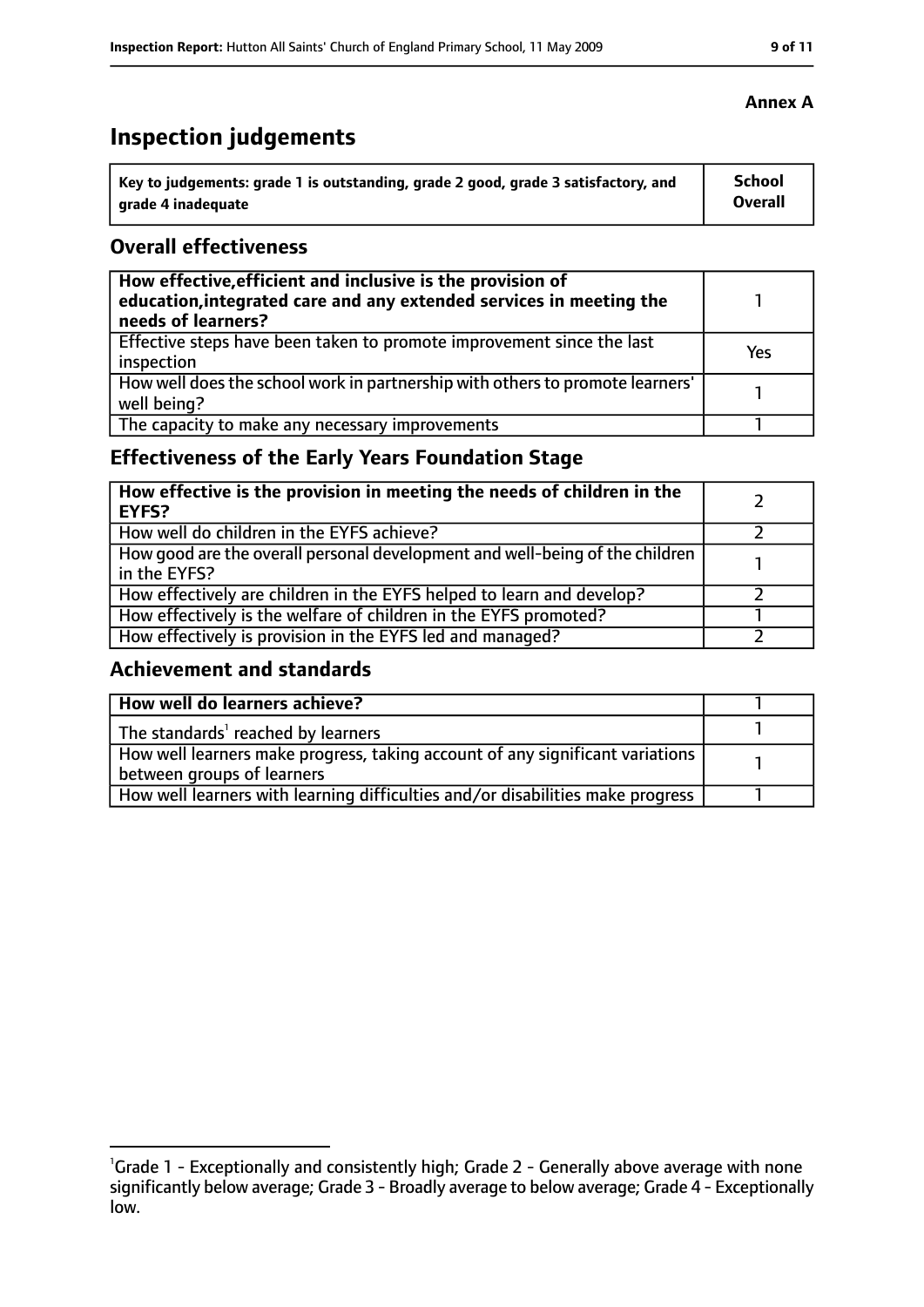**Annex A**

# Inspection judgements

| Key to judgements: grade 1 is outstanding, grade 2 good, grade 3 satisfactory, and grade 4 inadequate | School Overall |
|---|---|

## Overall effectiveness

| | |
|---|---|
| **How effective, efficient and inclusive is the provision of education, integrated care and any extended services in meeting the needs of learners?** | 1 |
| Effective steps have been taken to promote improvement since the last inspection | Yes |
| How well does the school work in partnership with others to promote learners' well being? | 1 |
| The capacity to make any necessary improvements | 1 |

## Effectiveness of the Early Years Foundation Stage

| | |
|---|---|
| **How effective is the provision in meeting the needs of children in the EYFS?** | 2 |
| How well do children in the EYFS achieve? | 2 |
| How good are the overall personal development and well-being of the children in the EYFS? | 1 |
| How effectively are children in the EYFS helped to learn and develop? | 2 |
| How effectively is the welfare of children in the EYFS promoted? | 1 |
| How effectively is provision in the EYFS led and managed? | 2 |

## Achievement and standards

| | |
|---|---|
| **How well do learners achieve?** | 1 |
| The standards[1] reached by learners | 1 |
| How well learners make progress, taking account of any significant variations between groups of learners | 1 |
| How well learners with learning difficulties and/or disabilities make progress | 1 |

[1] Grade 1 - Exceptionally and consistently high; Grade 2 - Generally above average with none significantly below average; Grade 3 - Broadly average to below average; Grade 4 - Exceptionally low.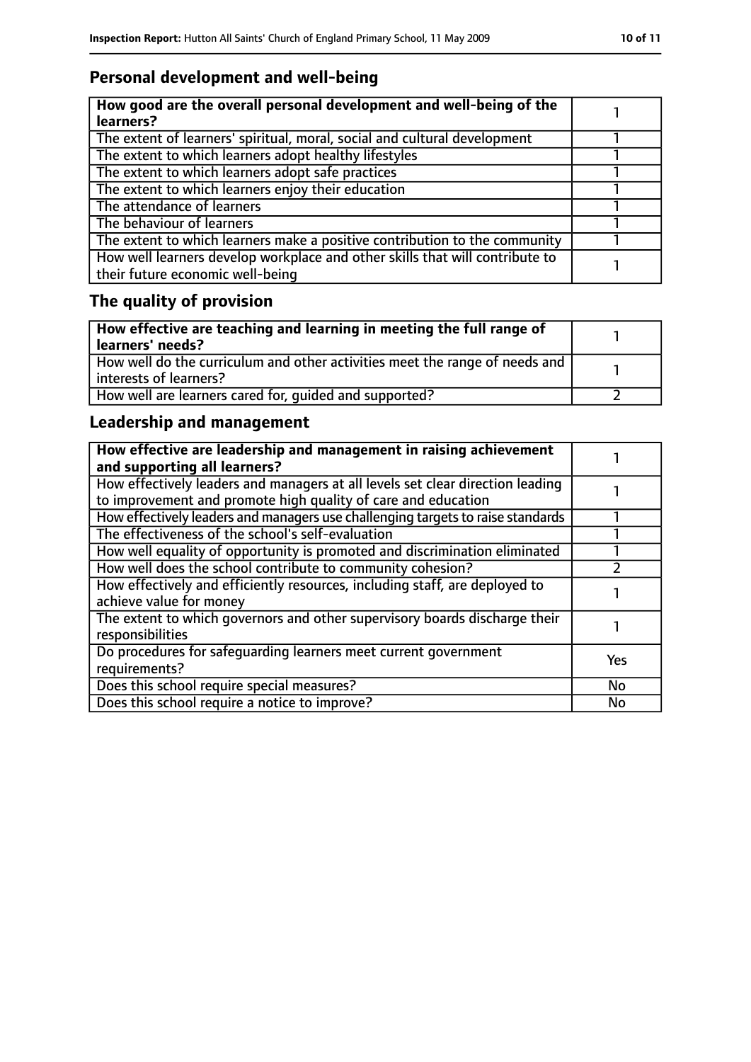## Personal development and well-being

| **How good are the overall personal development and well-being of the learners?** | 1 |
|---|---|
| The extent of learners' spiritual, moral, social and cultural development | 1 |
| The extent to which learners adopt healthy lifestyles | 1 |
| The extent to which learners adopt safe practices | 1 |
| The extent to which learners enjoy their education | 1 |
| The attendance of learners | 1 |
| The behaviour of learners | 1 |
| The extent to which learners make a positive contribution to the community | 1 |
| How well learners develop workplace and other skills that will contribute to their future economic well-being | 1 |

## The quality of provision

| **How effective are teaching and learning in meeting the full range of learners' needs?** | 1 |
|---|---|
| How well do the curriculum and other activities meet the range of needs and interests of learners? | 1 |
| How well are learners cared for, guided and supported? | 2 |

## Leadership and management

| **How effective are leadership and management in raising achievement and supporting all learners?** | 1 |
|---|---|
| How effectively leaders and managers at all levels set clear direction leading to improvement and promote high quality of care and education | 1 |
| How effectively leaders and managers use challenging targets to raise standards | 1 |
| The effectiveness of the school's self-evaluation | 1 |
| How well equality of opportunity is promoted and discrimination eliminated | 1 |
| How well does the school contribute to community cohesion? | 2 |
| How effectively and efficiently resources, including staff, are deployed to achieve value for money | 1 |
| The extent to which governors and other supervisory boards discharge their responsibilities | 1 |
| Do procedures for safeguarding learners meet current government requirements? | Yes |
| Does this school require special measures? | No |
| Does this school require a notice to improve? | No |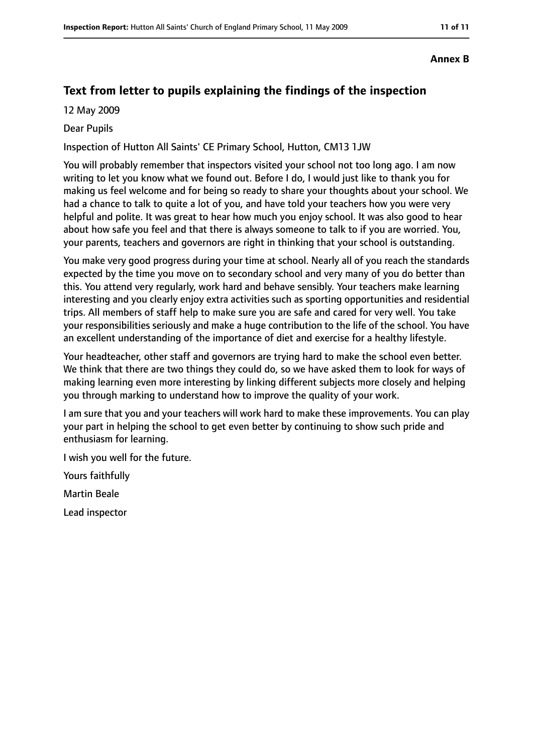**Annex B**

## Text from letter to pupils explaining the findings of the inspection

12 May 2009

Dear Pupils

Inspection of Hutton All Saints' CE Primary School, Hutton, CM13 1JW

You will probably remember that inspectors visited your school not too long ago. I am now writing to let you know what we found out. Before I do, I would just like to thank you for making us feel welcome and for being so ready to share your thoughts about your school. We had a chance to talk to quite a lot of you, and have told your teachers how you were very helpful and polite. It was great to hear how much you enjoy school. It was also good to hear about how safe you feel and that there is always someone to talk to if you are worried. You, your parents, teachers and governors are right in thinking that your school is outstanding.

You make very good progress during your time at school. Nearly all of you reach the standards expected by the time you move on to secondary school and very many of you do better than this. You attend very regularly, work hard and behave sensibly. Your teachers make learning interesting and you clearly enjoy extra activities such as sporting opportunities and residential trips. All members of staff help to make sure you are safe and cared for very well. You take your responsibilities seriously and make a huge contribution to the life of the school. You have an excellent understanding of the importance of diet and exercise for a healthy lifestyle.

Your headteacher, other staff and governors are trying hard to make the school even better. We think that there are two things they could do, so we have asked them to look for ways of making learning even more interesting by linking different subjects more closely and helping you through marking to understand how to improve the quality of your work.

I am sure that you and your teachers will work hard to make these improvements. You can play your part in helping the school to get even better by continuing to show such pride and enthusiasm for learning.

I wish you well for the future.

Yours faithfully

Martin Beale

Lead inspector